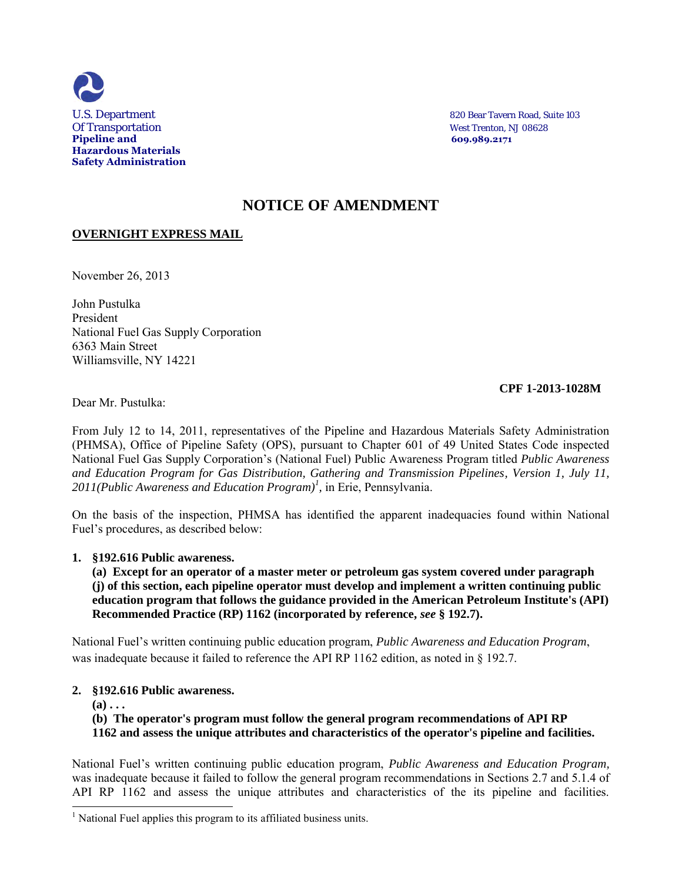U.S. Department
Of Transportation
**Pipeline and**
**Hazardous Materials**
**Safety Administration**

820 Bear Tavern Road, Suite 103
West Trenton, NJ 08628
**609.989.2171**

# NOTICE OF AMENDMENT

**OVERNIGHT EXPRESS MAIL**

November 26, 2013

John Pustulka
President
National Fuel Gas Supply Corporation
6363 Main Street
Williamsville, NY 14221

**CPF 1-2013-1028M**

Dear Mr. Pustulka:

From July 12 to 14, 2011, representatives of the Pipeline and Hazardous Materials Safety Administration (PHMSA), Office of Pipeline Safety (OPS), pursuant to Chapter 601 of 49 United States Code inspected National Fuel Gas Supply Corporation's (National Fuel) Public Awareness Program titled *Public Awareness and Education Program for Gas Distribution, Gathering and Transmission Pipelines, Version 1, July 11, 2011(Public Awareness and Education Program)*[1], in Erie, Pennsylvania.

On the basis of the inspection, PHMSA has identified the apparent inadequacies found within National Fuel's procedures, as described below:

1. **§192.616 Public awareness.**

   **(a) Except for an operator of a master meter or petroleum gas system covered under paragraph (j) of this section, each pipeline operator must develop and implement a written continuing public education program that follows the guidance provided in the American Petroleum Institute's (API) Recommended Practice (RP) 1162 (incorporated by reference, *see* § 192.7).**

National Fuel's written continuing public education program, *Public Awareness and Education Program*, was inadequate because it failed to reference the API RP 1162 edition, as noted in § 192.7.

2. **§192.616 Public awareness.**

   **(a) . . .**

   **(b) The operator's program must follow the general program recommendations of API RP 1162 and assess the unique attributes and characteristics of the operator's pipeline and facilities.**

National Fuel's written continuing public education program, *Public Awareness and Education Program,* was inadequate because it failed to follow the general program recommendations in Sections 2.7 and 5.1.4 of API RP 1162 and assess the unique attributes and characteristics of the its pipeline and facilities.

[1] National Fuel applies this program to its affiliated business units.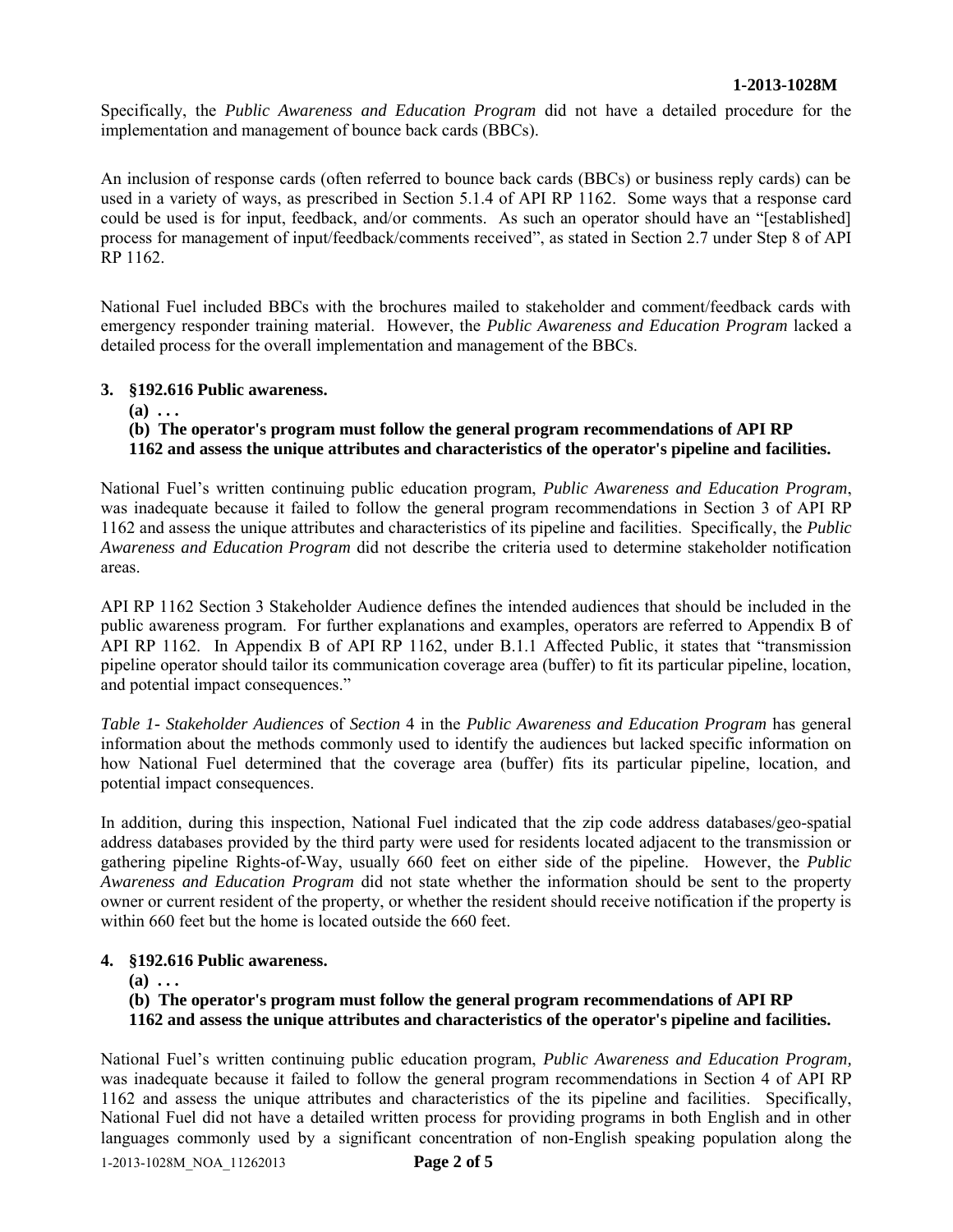Specifically, the *Public Awareness and Education Program* did not have a detailed procedure for the implementation and management of bounce back cards (BBCs).

An inclusion of response cards (often referred to bounce back cards (BBCs) or business reply cards) can be used in a variety of ways, as prescribed in Section 5.1.4 of API RP 1162. Some ways that a response card could be used is for input, feedback, and/or comments. As such an operator should have an "[established] process for management of input/feedback/comments received", as stated in Section 2.7 under Step 8 of API RP 1162.

National Fuel included BBCs with the brochures mailed to stakeholder and comment/feedback cards with emergency responder training material. However, the *Public Awareness and Education Program* lacked a detailed process for the overall implementation and management of the BBCs.

**3. §192.616 Public awareness.**

**(a) . . .**

**(b) The operator's program must follow the general program recommendations of API RP 1162 and assess the unique attributes and characteristics of the operator's pipeline and facilities.**

National Fuel's written continuing public education program, *Public Awareness and Education Program*, was inadequate because it failed to follow the general program recommendations in Section 3 of API RP 1162 and assess the unique attributes and characteristics of its pipeline and facilities. Specifically, the *Public Awareness and Education Program* did not describe the criteria used to determine stakeholder notification areas.

API RP 1162 Section 3 Stakeholder Audience defines the intended audiences that should be included in the public awareness program. For further explanations and examples, operators are referred to Appendix B of API RP 1162. In Appendix B of API RP 1162, under B.1.1 Affected Public, it states that "transmission pipeline operator should tailor its communication coverage area (buffer) to fit its particular pipeline, location, and potential impact consequences."

*Table 1- Stakeholder Audiences* of *Section* 4 in the *Public Awareness and Education Program* has general information about the methods commonly used to identify the audiences but lacked specific information on how National Fuel determined that the coverage area (buffer) fits its particular pipeline, location, and potential impact consequences.

In addition, during this inspection, National Fuel indicated that the zip code address databases/geo-spatial address databases provided by the third party were used for residents located adjacent to the transmission or gathering pipeline Rights-of-Way, usually 660 feet on either side of the pipeline. However, the *Public Awareness and Education Program* did not state whether the information should be sent to the property owner or current resident of the property, or whether the resident should receive notification if the property is within 660 feet but the home is located outside the 660 feet.

**4. §192.616 Public awareness.**

**(a) . . .**

**(b) The operator's program must follow the general program recommendations of API RP 1162 and assess the unique attributes and characteristics of the operator's pipeline and facilities.**

National Fuel's written continuing public education program, *Public Awareness and Education Program,* was inadequate because it failed to follow the general program recommendations in Section 4 of API RP 1162 and assess the unique attributes and characteristics of the its pipeline and facilities. Specifically, National Fuel did not have a detailed written process for providing programs in both English and in other languages commonly used by a significant concentration of non-English speaking population along the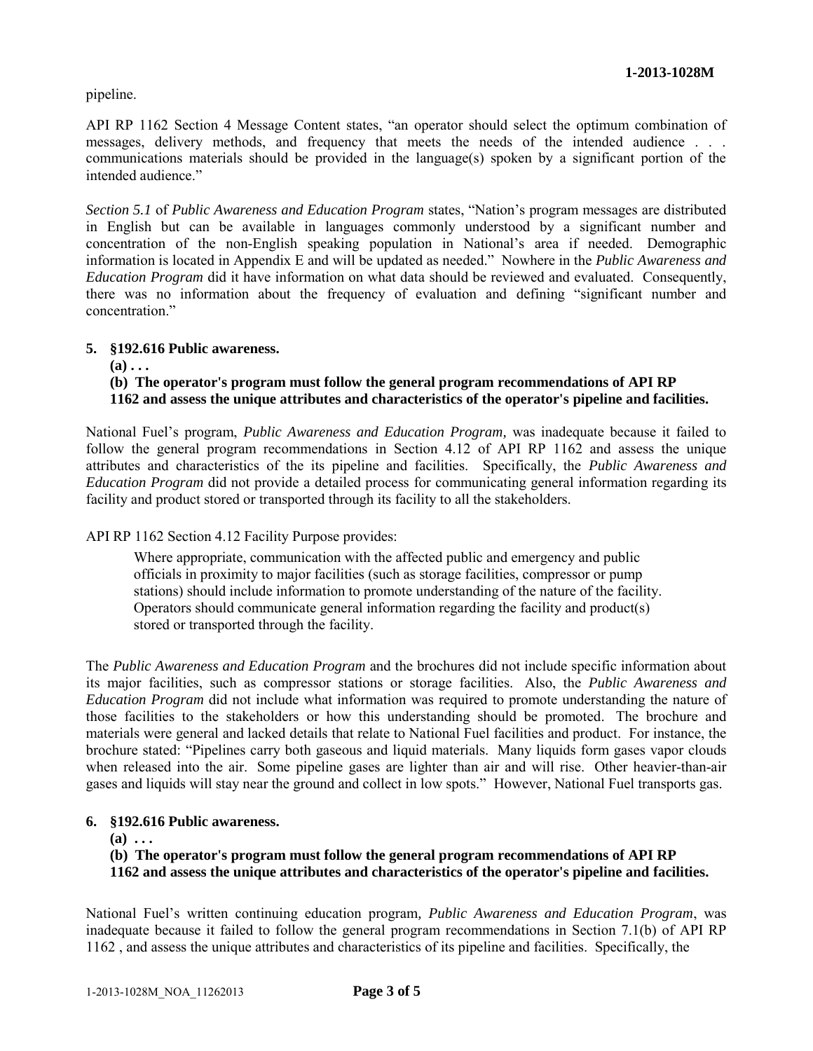pipeline.

API RP 1162 Section 4 Message Content states, "an operator should select the optimum combination of messages, delivery methods, and frequency that meets the needs of the intended audience . . . communications materials should be provided in the language(s) spoken by a significant portion of the intended audience."

*Section 5.1* of *Public Awareness and Education Program* states, "Nation's program messages are distributed in English but can be available in languages commonly understood by a significant number and concentration of the non-English speaking population in National's area if needed. Demographic information is located in Appendix E and will be updated as needed." Nowhere in the *Public Awareness and Education Program* did it have information on what data should be reviewed and evaluated. Consequently, there was no information about the frequency of evaluation and defining "significant number and concentration."

**5. §192.616 Public awareness.**

**(a) . . .**

**(b) The operator's program must follow the general program recommendations of API RP 1162 and assess the unique attributes and characteristics of the operator's pipeline and facilities.**

National Fuel's program, *Public Awareness and Education Program,* was inadequate because it failed to follow the general program recommendations in Section 4.12 of API RP 1162 and assess the unique attributes and characteristics of the its pipeline and facilities. Specifically, the *Public Awareness and Education Program* did not provide a detailed process for communicating general information regarding its facility and product stored or transported through its facility to all the stakeholders.

API RP 1162 Section 4.12 Facility Purpose provides:

> Where appropriate, communication with the affected public and emergency and public officials in proximity to major facilities (such as storage facilities, compressor or pump stations) should include information to promote understanding of the nature of the facility. Operators should communicate general information regarding the facility and product(s) stored or transported through the facility.

The *Public Awareness and Education Program* and the brochures did not include specific information about its major facilities, such as compressor stations or storage facilities. Also, the *Public Awareness and Education Program* did not include what information was required to promote understanding the nature of those facilities to the stakeholders or how this understanding should be promoted. The brochure and materials were general and lacked details that relate to National Fuel facilities and product. For instance, the brochure stated: "Pipelines carry both gaseous and liquid materials. Many liquids form gases vapor clouds when released into the air. Some pipeline gases are lighter than air and will rise. Other heavier-than-air gases and liquids will stay near the ground and collect in low spots." However, National Fuel transports gas.

**6. §192.616 Public awareness.**

**(a) . . .**

**(b) The operator's program must follow the general program recommendations of API RP 1162 and assess the unique attributes and characteristics of the operator's pipeline and facilities.**

National Fuel's written continuing education program*, Public Awareness and Education Program*, was inadequate because it failed to follow the general program recommendations in Section 7.1(b) of API RP 1162 , and assess the unique attributes and characteristics of its pipeline and facilities. Specifically, the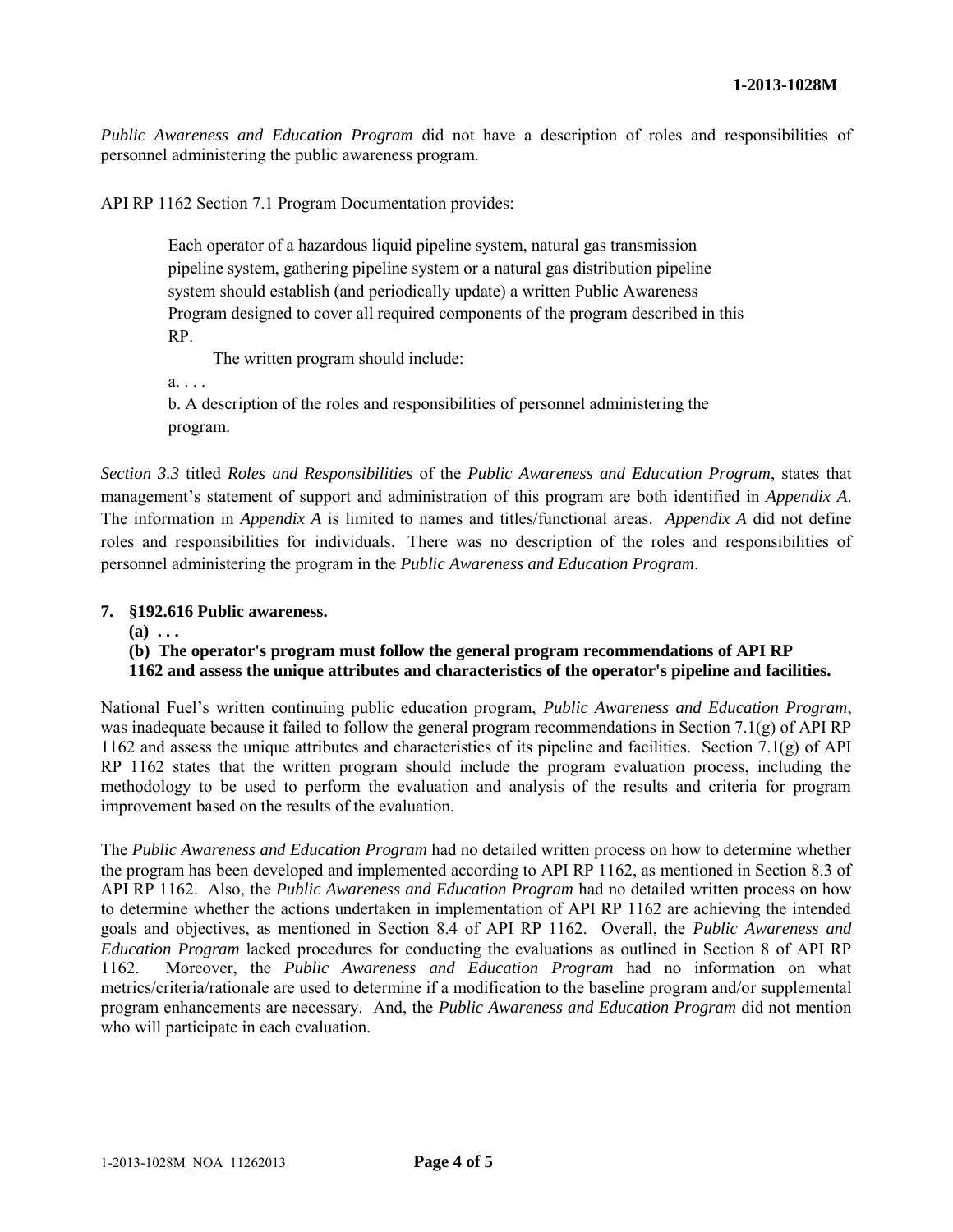*Public Awareness and Education Program* did not have a description of roles and responsibilities of personnel administering the public awareness program.

API RP 1162 Section 7.1 Program Documentation provides:

> Each operator of a hazardous liquid pipeline system, natural gas transmission pipeline system, gathering pipeline system or a natural gas distribution pipeline system should establish (and periodically update) a written Public Awareness Program designed to cover all required components of the program described in this RP.
>
> The written program should include:
>
> a. . . .
>
> b. A description of the roles and responsibilities of personnel administering the program.

*Section 3.3* titled *Roles and Responsibilities* of the *Public Awareness and Education Program*, states that management's statement of support and administration of this program are both identified in *Appendix A*. The information in *Appendix A* is limited to names and titles/functional areas. *Appendix A* did not define roles and responsibilities for individuals. There was no description of the roles and responsibilities of personnel administering the program in the *Public Awareness and Education Program*.

**7. §192.616 Public awareness.**

**(a) . . .**

**(b) The operator's program must follow the general program recommendations of API RP 1162 and assess the unique attributes and characteristics of the operator's pipeline and facilities.**

National Fuel's written continuing public education program, *Public Awareness and Education Program*, was inadequate because it failed to follow the general program recommendations in Section 7.1(g) of API RP 1162 and assess the unique attributes and characteristics of its pipeline and facilities. Section 7.1(g) of API RP 1162 states that the written program should include the program evaluation process, including the methodology to be used to perform the evaluation and analysis of the results and criteria for program improvement based on the results of the evaluation.

The *Public Awareness and Education Program* had no detailed written process on how to determine whether the program has been developed and implemented according to API RP 1162, as mentioned in Section 8.3 of API RP 1162. Also, the *Public Awareness and Education Program* had no detailed written process on how to determine whether the actions undertaken in implementation of API RP 1162 are achieving the intended goals and objectives, as mentioned in Section 8.4 of API RP 1162. Overall, the *Public Awareness and Education Program* lacked procedures for conducting the evaluations as outlined in Section 8 of API RP 1162. Moreover, the *Public Awareness and Education Program* had no information on what metrics/criteria/rationale are used to determine if a modification to the baseline program and/or supplemental program enhancements are necessary. And, the *Public Awareness and Education Program* did not mention who will participate in each evaluation.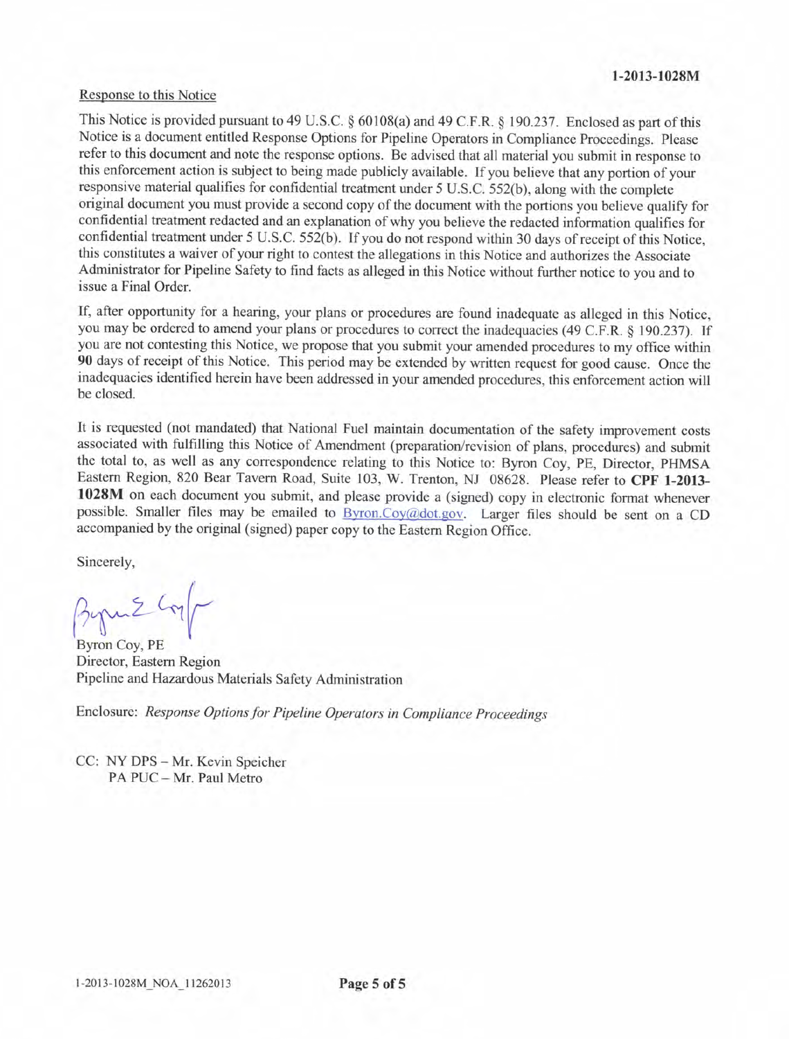## Response to this Notice

This Notice is provided pursuant to 49 U.S.C. § 60108(a) and 49 C.F.R. § 190.237. Enclosed as part of this Notice is a document entitled Response Options for Pipeline Operators in Compliance Proceedings. Please refer to this document and note the response options. Be advised that all material you submit in response to this enforcement action is subject to being made publicly available. If you believe that any portion of your responsive material qualifies for confidential treatment under 5 U.S.C. 552(b), along with the complete original document you must provide a second copy of the document with the portions you believe qualify for confidential treatment redacted and an explanation of why you believe the redacted information qualifies for confidential treatment under 5 U.S.C. 552(b). If you do not respond within 30 days of receipt of this Notice, this constitutes a waiver of your right to contest the allegations in this Notice and authorizes the Associate Administrator for Pipeline Safety to find facts as alleged in this Notice without further notice to you and to issue a Final Order.

If, after opportunity for a hearing, your plans or procedures are found inadequate as alleged in this Notice, you may be ordered to amend your plans or procedures to correct the inadequacies (49 C.F.R. § 190.237). If you are not contesting this Notice, we propose that you submit your amended procedures to my office within **90** days of receipt of this Notice. This period may be extended by written request for good cause. Once the inadequacies identified herein have been addressed in your amended procedures, this enforcement action will be closed.

It is requested (not mandated) that National Fuel maintain documentation of the safety improvement costs associated with fulfilling this Notice of Amendment (preparation/revision of plans, procedures) and submit the total to, as well as any correspondence relating to this Notice to: Byron Coy, PE, Director, PHMSA Eastern Region, 820 Bear Tavern Road, Suite 103, W. Trenton, NJ 08628. Please refer to **CPF 1-2013-1028M** on each document you submit, and please provide a (signed) copy in electronic format whenever possible. Smaller files may be emailed to Byron.Coy@dot.gov. Larger files should be sent on a CD accompanied by the original (signed) paper copy to the Eastern Region Office.

Sincerely,

Byron Coy, PE
Director, Eastern Region
Pipeline and Hazardous Materials Safety Administration

Enclosure: *Response Options for Pipeline Operators in Compliance Proceedings*

CC: NY DPS – Mr. Kevin Speicher
PA PUC – Mr. Paul Metro